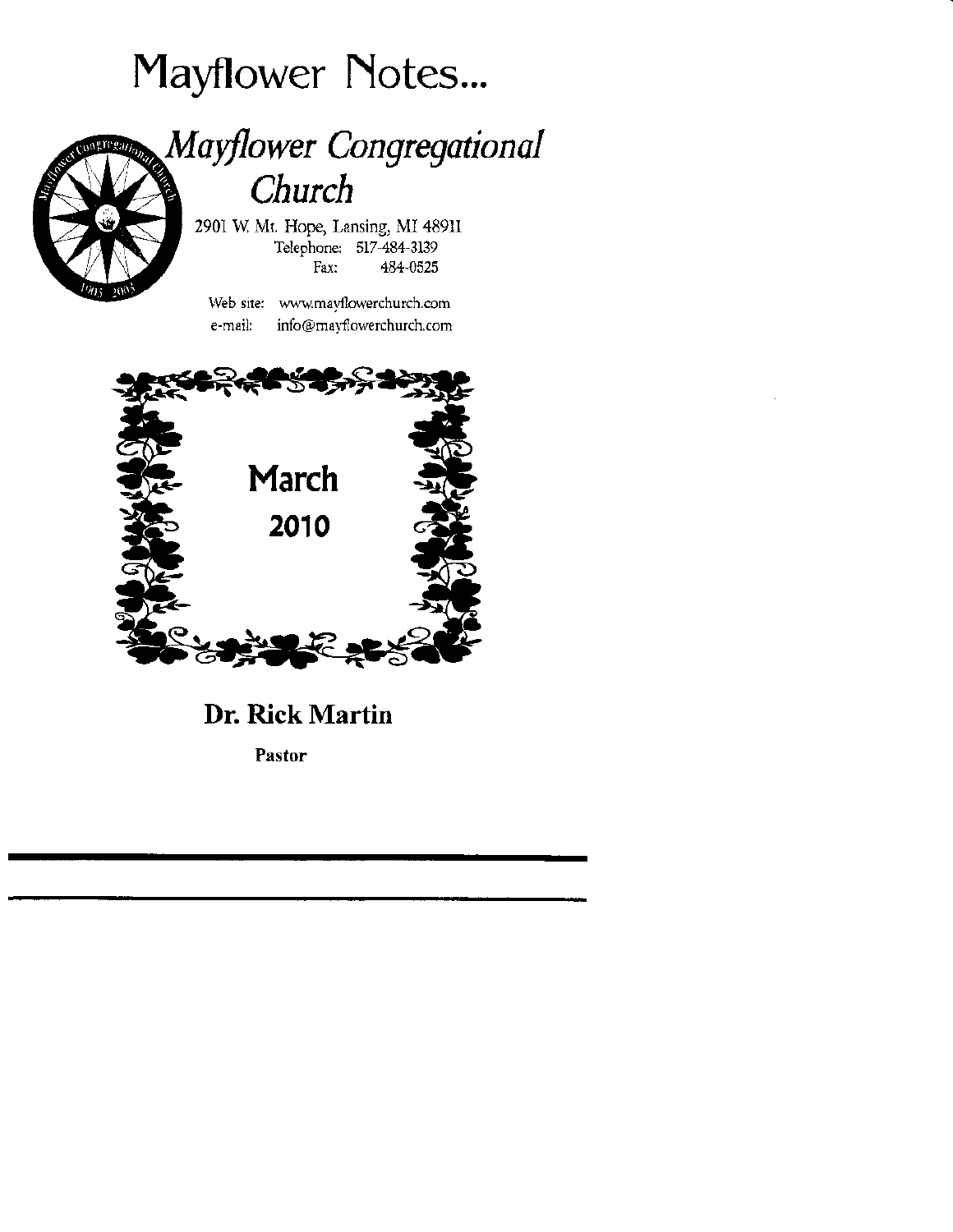# Mayflower Notes...

## *Mayflower Congregational Church*

2901 W. Mt. Hope, Lansing, MI 48911
Telephone: 517-484-3139
Fax: 484-0525

Web site: www.mayflowerchurch.com
e-mail: info@mayflowerchurch.com

**March**
**2010**

**Dr. Rick Martin**

**Pastor**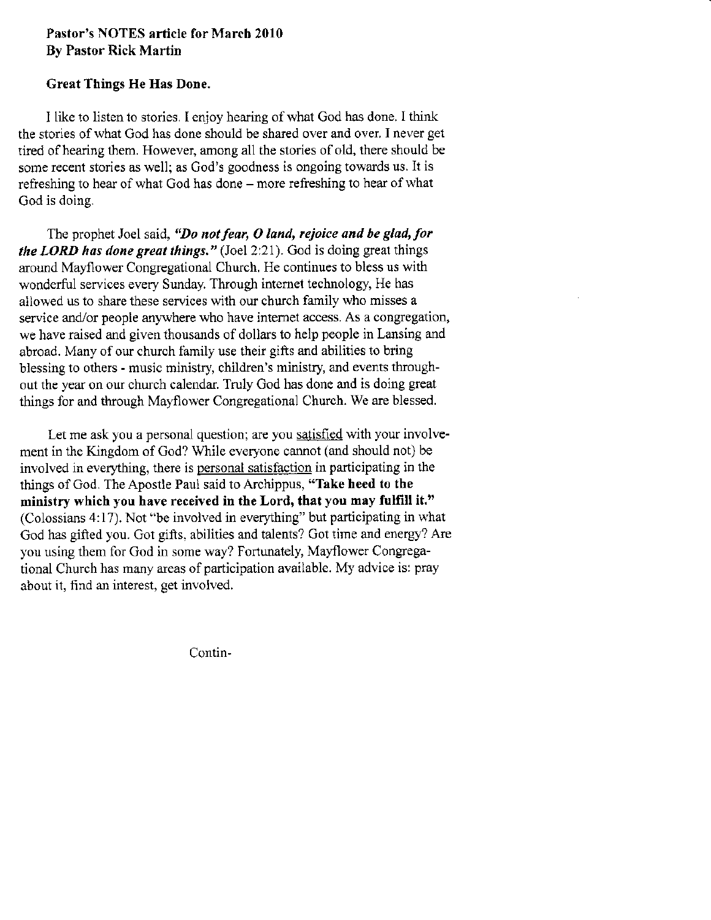**Pastor's NOTES article for March 2010**
**By Pastor Rick Martin**

**Great Things He Has Done.**

I like to listen to stories. I enjoy hearing of what God has done. I think the stories of what God has done should be shared over and over. I never get tired of hearing them. However, among all the stories of old, there should be some recent stories as well; as God's goodness is ongoing towards us. It is refreshing to hear of what God has done – more refreshing to hear of what God is doing.

The prophet Joel said, ***"Do not fear, O land, rejoice and be glad, for the LORD has done great things."*** (Joel 2:21). God is doing great things around Mayflower Congregational Church. He continues to bless us with wonderful services every Sunday. Through internet technology, He has allowed us to share these services with our church family who misses a service and/or people anywhere who have internet access. As a congregation, we have raised and given thousands of dollars to help people in Lansing and abroad. Many of our church family use their gifts and abilities to bring blessing to others - music ministry, children's ministry, and events throughout the year on our church calendar. Truly God has done and is doing great things for and through Mayflower Congregational Church. We are blessed.

Let me ask you a personal question; are you <u>satisfied</u> with your involvement in the Kingdom of God? While everyone cannot (and should not) be involved in everything, there is <u>personal satisfaction</u> in participating in the things of God. The Apostle Paul said to Archippus, **"Take heed to the ministry which you have received in the Lord, that you may fulfill it."** (Colossians 4:17). Not "be involved in everything" but participating in what God has gifted you. Got gifts, abilities and talents? Got time and energy? Are you using them for God in some way? Fortunately, Mayflower Congregational Church has many areas of participation available. My advice is: pray about it, find an interest, get involved.

Contin-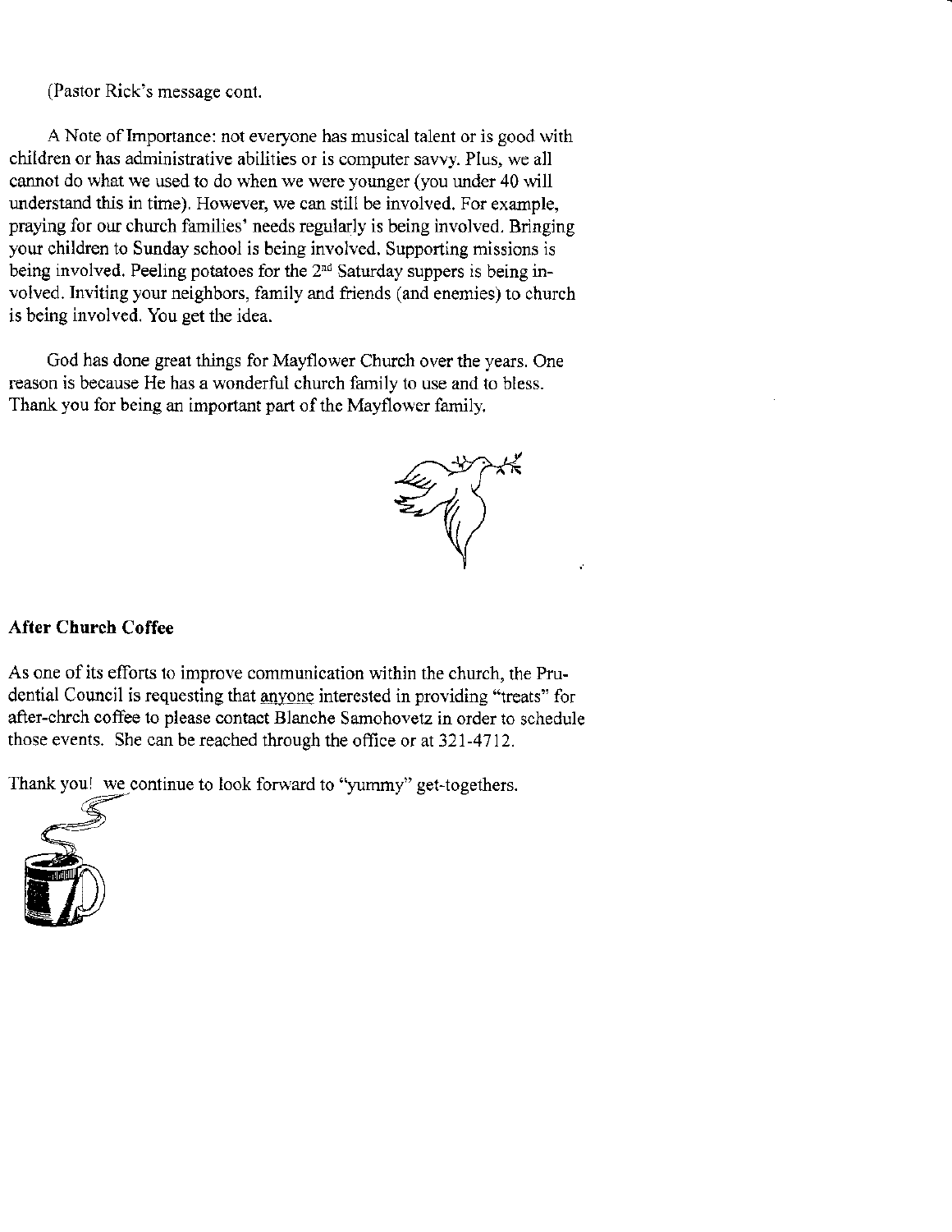(Pastor Rick's message cont.

A Note of Importance: not everyone has musical talent or is good with children or has administrative abilities or is computer savvy. Plus, we all cannot do what we used to do when we were younger (you under 40 will understand this in time). However, we can still be involved. For example, praying for our church families' needs regularly is being involved. Bringing your children to Sunday school is being involved. Supporting missions is being involved. Peeling potatoes for the 2nd Saturday suppers is being involved. Inviting your neighbors, family and friends (and enemies) to church is being involved. You get the idea.

God has done great things for Mayflower Church over the years. One reason is because He has a wonderful church family to use and to bless. Thank you for being an important part of the Mayflower family.

**After Church Coffee**

As one of its efforts to improve communication within the church, the Prudential Council is requesting that anyone interested in providing "treats" for after-chrch coffee to please contact Blanche Samohovetz in order to schedule those events. She can be reached through the office or at 321-4712.

Thank you! we continue to look forward to "yummy" get-togethers.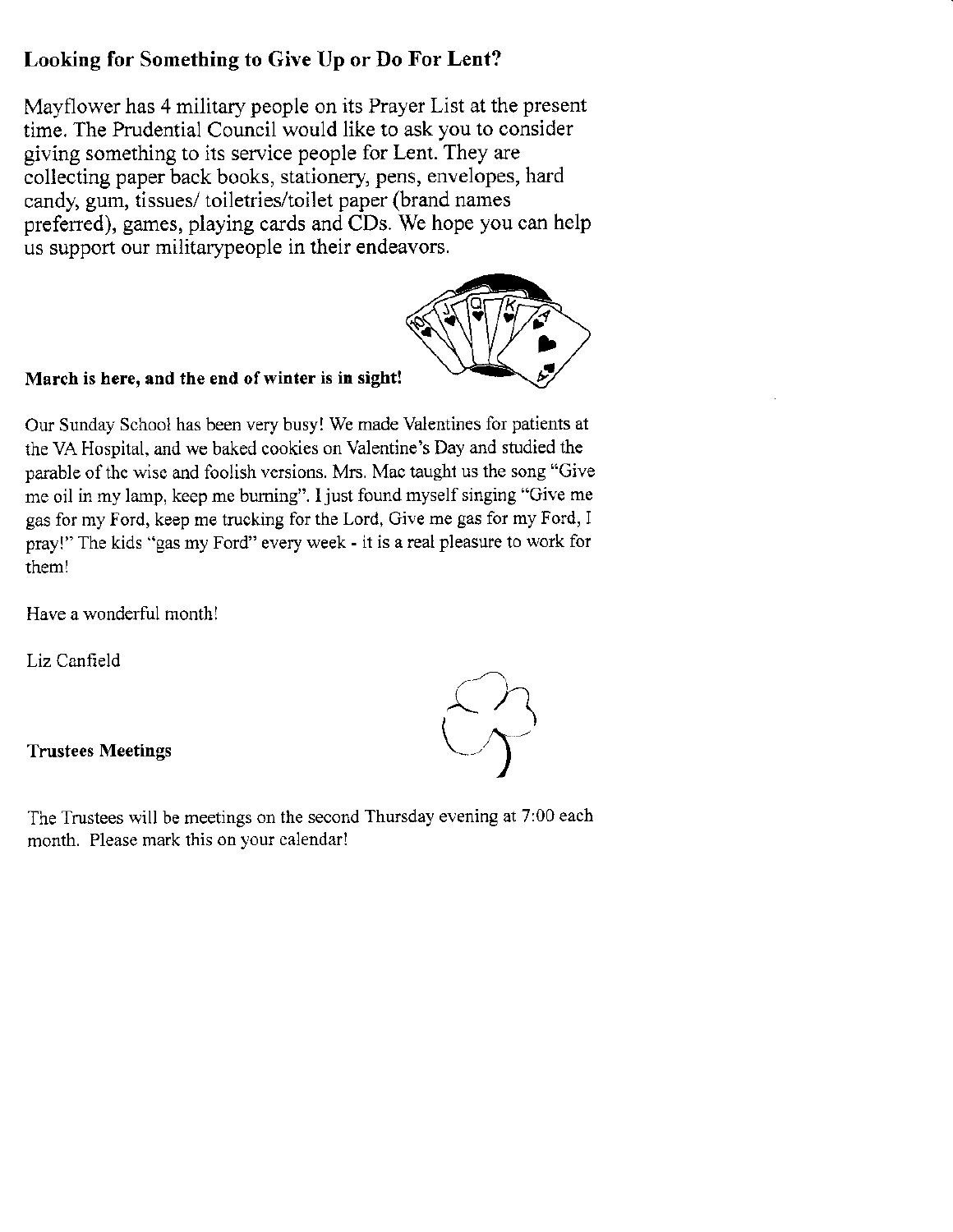## Looking for Something to Give Up or Do For Lent?

Mayflower has 4 military people on its Prayer List at the present time. The Prudential Council would like to ask you to consider giving something to its service people for Lent. They are collecting paper back books, stationery, pens, envelopes, hard candy, gum, tissues/ toiletries/toilet paper (brand names preferred), games, playing cards and CDs. We hope you can help us support our militarypeople in their endeavors.

**March is here, and the end of winter is in sight!**

Our Sunday School has been very busy! We made Valentines for patients at the VA Hospital, and we baked cookies on Valentine's Day and studied the parable of the wise and foolish versions. Mrs. Mac taught us the song "Give me oil in my lamp, keep me burning". I just found myself singing "Give me gas for my Ford, keep me trucking for the Lord, Give me gas for my Ford, I pray!" The kids "gas my Ford" every week - it is a real pleasure to work for them!

Have a wonderful month!

Liz Canfield

**Trustees Meetings**

The Trustees will be meetings on the second Thursday evening at 7:00 each month. Please mark this on your calendar!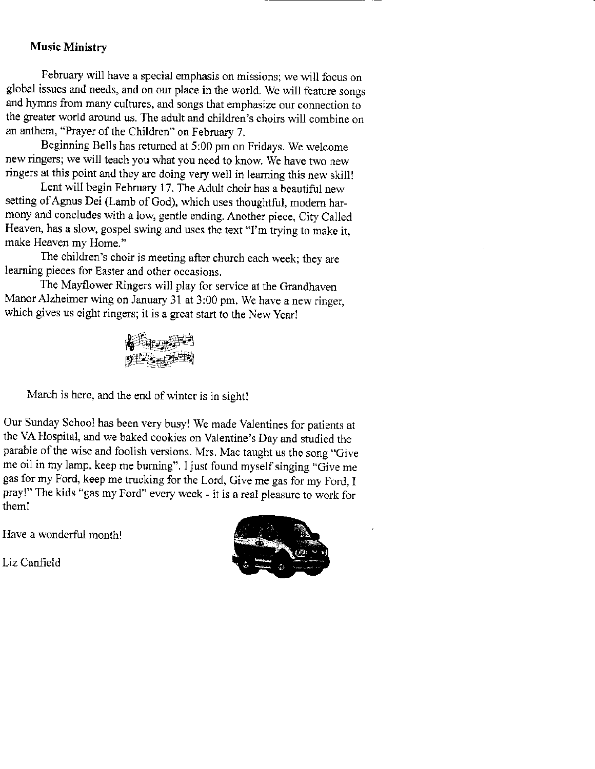**Music Ministry**

February will have a special emphasis on missions; we will focus on global issues and needs, and on our place in the world. We will feature songs and hymns from many cultures, and songs that emphasize our connection to the greater world around us. The adult and children's choirs will combine on an anthem, "Prayer of the Children" on February 7.

Beginning Bells has returned at 5:00 pm on Fridays. We welcome new ringers; we will teach you what you need to know. We have two new ringers at this point and they are doing very well in learning this new skill!

Lent will begin February 17. The Adult choir has a beautiful new setting of Agnus Dei (Lamb of God), which uses thoughtful, modern harmony and concludes with a low, gentle ending. Another piece, City Called Heaven, has a slow, gospel swing and uses the text "I'm trying to make it, make Heaven my Home."

The children's choir is meeting after church each week; they are learning pieces for Easter and other occasions.

The Mayflower Ringers will play for service at the Grandhaven Manor Alzheimer wing on January 31 at 3:00 pm. We have a new ringer, which gives us eight ringers; it is a great start to the New Year!

March is here, and the end of winter is in sight!

Our Sunday School has been very busy! We made Valentines for patients at the VA Hospital, and we baked cookies on Valentine's Day and studied the parable of the wise and foolish versions. Mrs. Mac taught us the song "Give me oil in my lamp, keep me burning". I just found myself singing "Give me gas for my Ford, keep me trucking for the Lord, Give me gas for my Ford, I pray!" The kids "gas my Ford" every week - it is a real pleasure to work for them!

Have a wonderful month!

Liz Canfield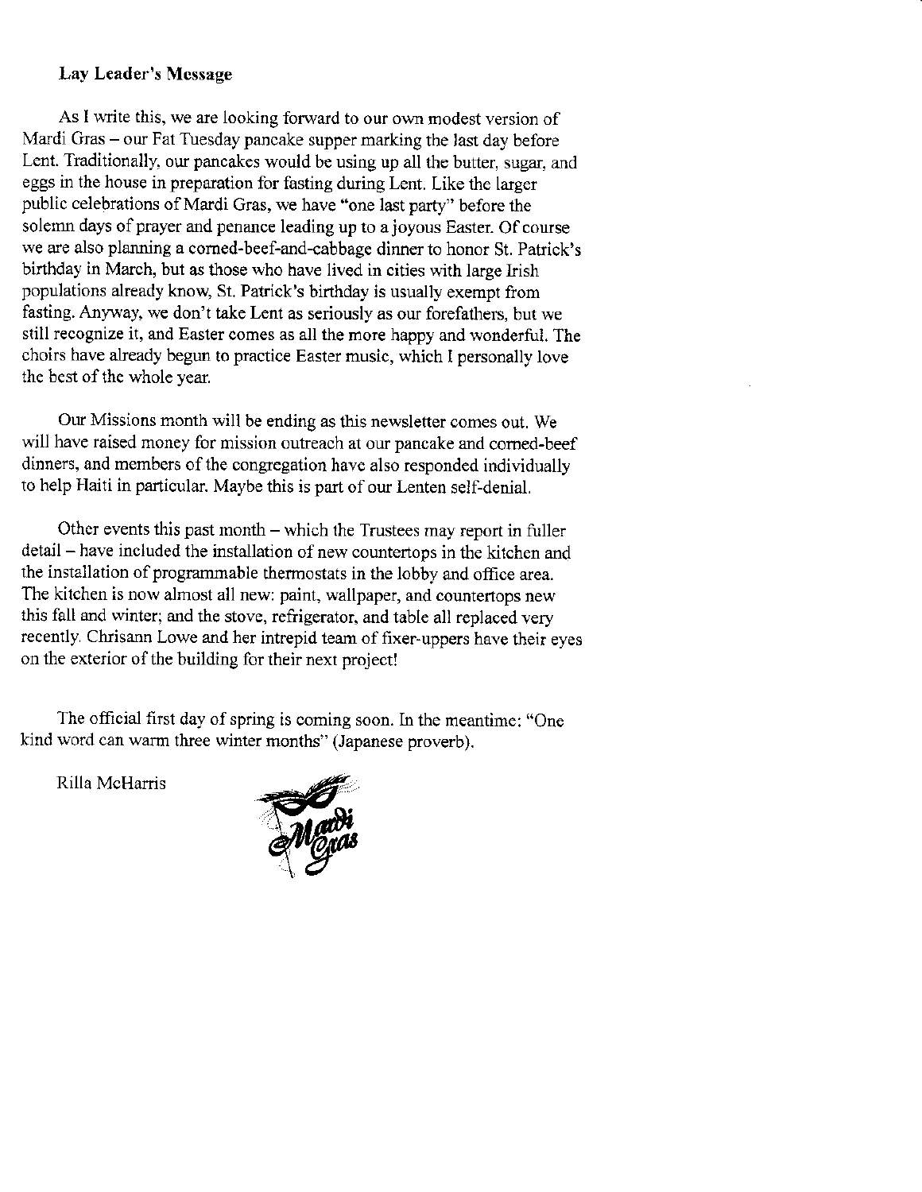**Lay Leader's Message**

As I write this, we are looking forward to our own modest version of Mardi Gras – our Fat Tuesday pancake supper marking the last day before Lent. Traditionally, our pancakes would be using up all the butter, sugar, and eggs in the house in preparation for fasting during Lent. Like the larger public celebrations of Mardi Gras, we have "one last party" before the solemn days of prayer and penance leading up to a joyous Easter. Of course we are also planning a corned-beef-and-cabbage dinner to honor St. Patrick's birthday in March, but as those who have lived in cities with large Irish populations already know, St. Patrick's birthday is usually exempt from fasting. Anyway, we don't take Lent as seriously as our forefathers, but we still recognize it, and Easter comes as all the more happy and wonderful. The choirs have already begun to practice Easter music, which I personally love the best of the whole year.

Our Missions month will be ending as this newsletter comes out. We will have raised money for mission outreach at our pancake and corned-beef dinners, and members of the congregation have also responded individually to help Haiti in particular. Maybe this is part of our Lenten self-denial.

Other events this past month – which the Trustees may report in fuller detail – have included the installation of new countertops in the kitchen and the installation of programmable thermostats in the lobby and office area. The kitchen is now almost all new: paint, wallpaper, and countertops new this fall and winter; and the stove, refrigerator, and table all replaced very recently. Chrisann Lowe and her intrepid team of fixer-uppers have their eyes on the exterior of the building for their next project!

The official first day of spring is coming soon. In the meantime: "One kind word can warm three winter months" (Japanese proverb).

Rilla McHarris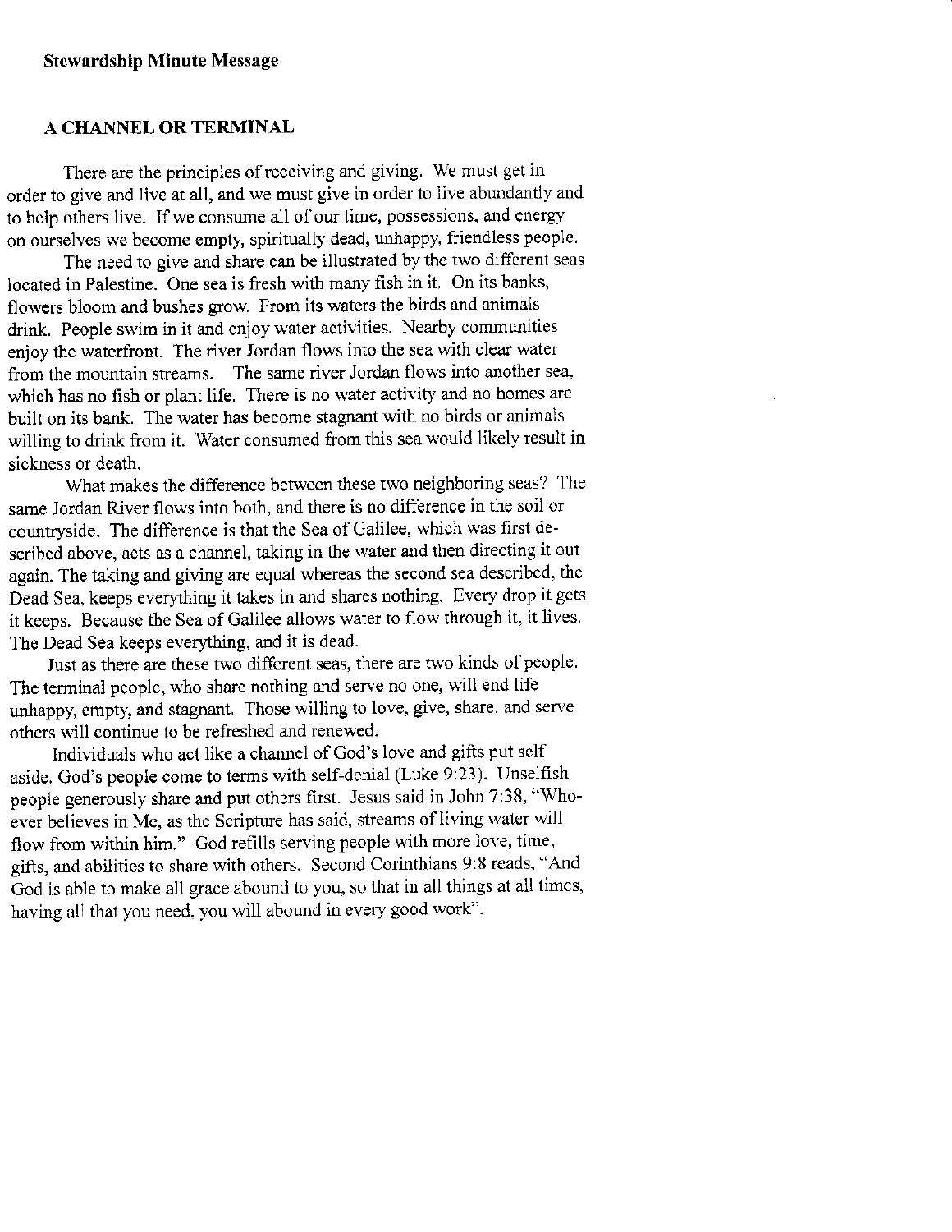**Stewardship Minute Message**

## A CHANNEL OR TERMINAL

There are the principles of receiving and giving. We must get in order to give and live at all, and we must give in order to live abundantly and to help others live. If we consume all of our time, possessions, and energy on ourselves we become empty, spiritually dead, unhappy, friendless people.

The need to give and share can be illustrated by the two different seas located in Palestine. One sea is fresh with many fish in it. On its banks, flowers bloom and bushes grow. From its waters the birds and animals drink. People swim in it and enjoy water activities. Nearby communities enjoy the waterfront. The river Jordan flows into the sea with clear water from the mountain streams. The same river Jordan flows into another sea, which has no fish or plant life. There is no water activity and no homes are built on its bank. The water has become stagnant with no birds or animals willing to drink from it. Water consumed from this sea would likely result in sickness or death.

What makes the difference between these two neighboring seas? The same Jordan River flows into both, and there is no difference in the soil or countryside. The difference is that the Sea of Galilee, which was first described above, acts as a channel, taking in the water and then directing it out again. The taking and giving are equal whereas the second sea described, the Dead Sea, keeps everything it takes in and shares nothing. Every drop it gets it keeps. Because the Sea of Galilee allows water to flow through it, it lives. The Dead Sea keeps everything, and it is dead.

Just as there are these two different seas, there are two kinds of people. The terminal people, who share nothing and serve no one, will end life unhappy, empty, and stagnant. Those willing to love, give, share, and serve others will continue to be refreshed and renewed.

Individuals who act like a channel of God's love and gifts put self aside. God's people come to terms with self-denial (Luke 9:23). Unselfish people generously share and put others first. Jesus said in John 7:38, "Whoever believes in Me, as the Scripture has said, streams of living water will flow from within him." God refills serving people with more love, time, gifts, and abilities to share with others. Second Corinthians 9:8 reads, "And God is able to make all grace abound to you, so that in all things at all times, having all that you need, you will abound in every good work".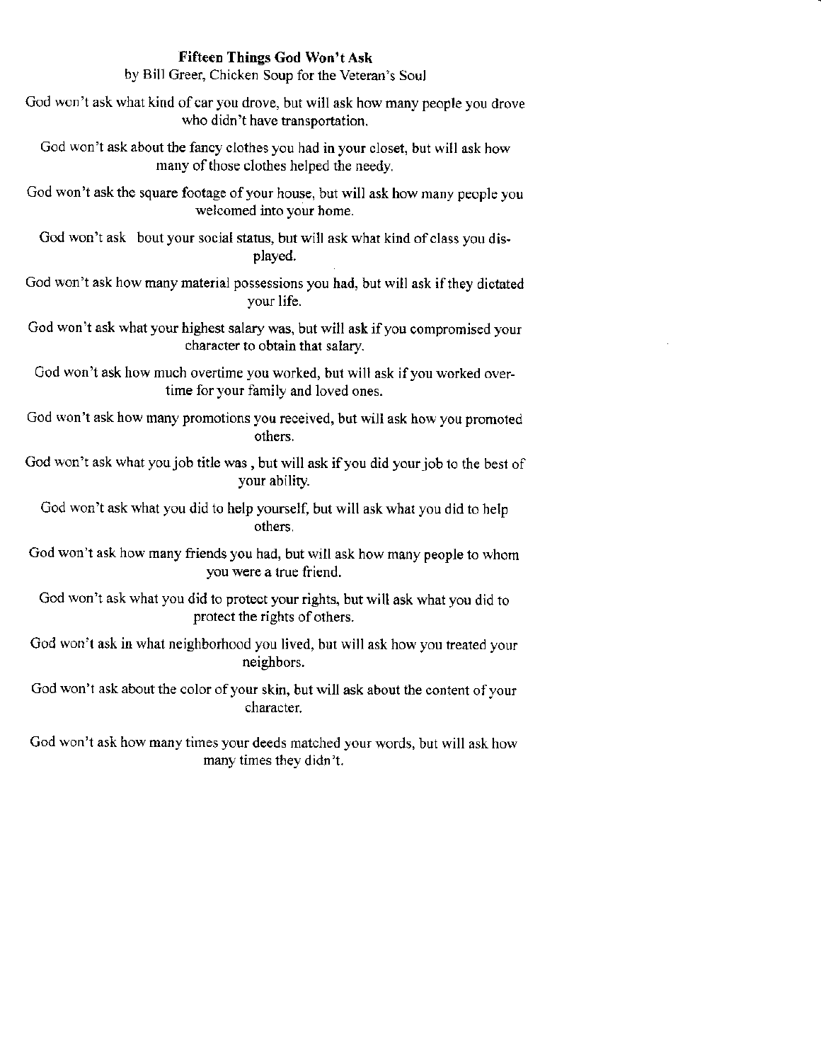**Fifteen Things God Won't Ask**

by Bill Greer, Chicken Soup for the Veteran's Soul

God won't ask what kind of car you drove, but will ask how many people you drove who didn't have transportation.

God won't ask about the fancy clothes you had in your closet, but will ask how many of those clothes helped the needy.

God won't ask the square footage of your house, but will ask how many people you welcomed into your home.

God won't ask  bout your social status, but will ask what kind of class you displayed.

God won't ask how many material possessions you had, but will ask if they dictated your life.

God won't ask what your highest salary was, but will ask if you compromised your character to obtain that salary.

God won't ask how much overtime you worked, but will ask if you worked overtime for your family and loved ones.

God won't ask how many promotions you received, but will ask how you promoted others.

God won't ask what you job title was , but will ask if you did your job to the best of your ability.

God won't ask what you did to help yourself, but will ask what you did to help others.

God won't ask how many friends you had, but will ask how many people to whom you were a true friend.

God won't ask what you did to protect your rights, but will ask what you did to protect the rights of others.

God won't ask in what neighborhood you lived, but will ask how you treated your neighbors.

God won't ask about the color of your skin, but will ask about the content of your character.

God won't ask how many times your deeds matched your words, but will ask how many times they didn't.